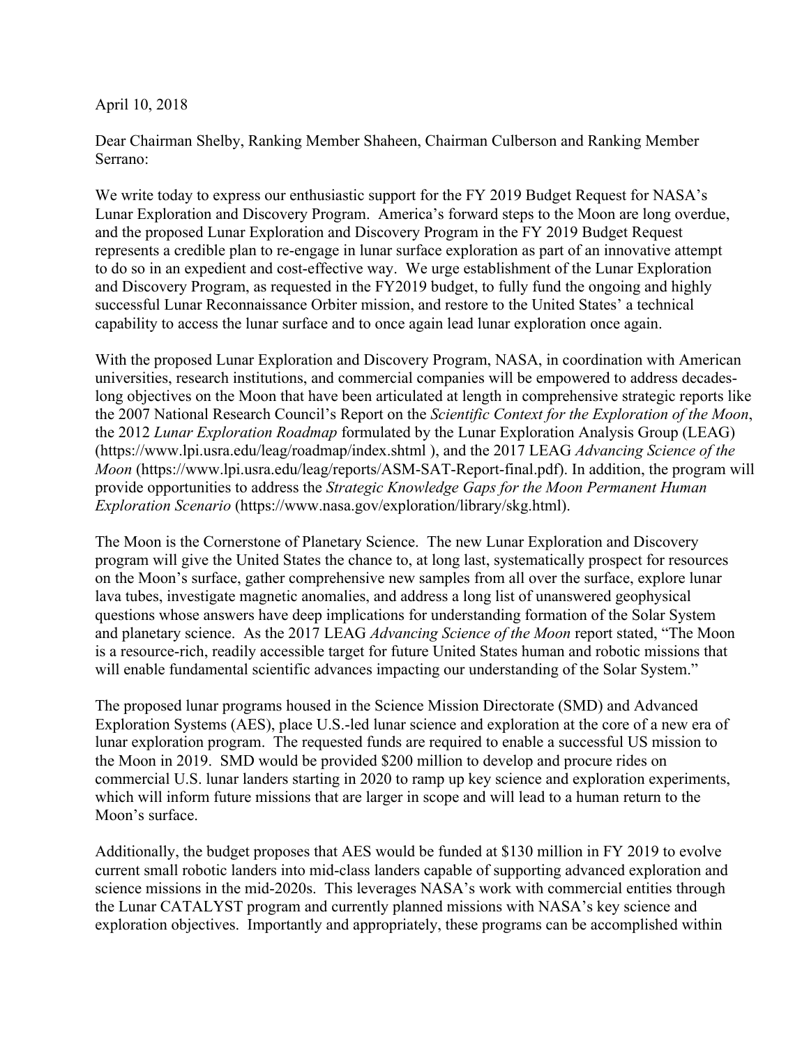April 10, 2018

Dear Chairman Shelby, Ranking Member Shaheen, Chairman Culberson and Ranking Member Serrano:

We write today to express our enthusiastic support for the FY 2019 Budget Request for NASA's Lunar Exploration and Discovery Program. America's forward steps to the Moon are long overdue, and the proposed Lunar Exploration and Discovery Program in the FY 2019 Budget Request represents a credible plan to re-engage in lunar surface exploration as part of an innovative attempt to do so in an expedient and cost-effective way. We urge establishment of the Lunar Exploration and Discovery Program, as requested in the FY2019 budget, to fully fund the ongoing and highly successful Lunar Reconnaissance Orbiter mission, and restore to the United States' a technical capability to access the lunar surface and to once again lead lunar exploration once again.

With the proposed Lunar Exploration and Discovery Program, NASA, in coordination with American universities, research institutions, and commercial companies will be empowered to address decades-long objectives on the Moon that have been articulated at length in comprehensive strategic reports like the 2007 National Research Council's Report on the *Scientific Context for the Exploration of the Moon*, the 2012 *Lunar Exploration Roadmap* formulated by the Lunar Exploration Analysis Group (LEAG) (https://www.lpi.usra.edu/leag/roadmap/index.shtml ), and the 2017 LEAG *Advancing Science of the Moon* (https://www.lpi.usra.edu/leag/reports/ASM-SAT-Report-final.pdf). In addition, the program will provide opportunities to address the *Strategic Knowledge Gaps for the Moon Permanent Human Exploration Scenario* (https://www.nasa.gov/exploration/library/skg.html).

The Moon is the Cornerstone of Planetary Science. The new Lunar Exploration and Discovery program will give the United States the chance to, at long last, systematically prospect for resources on the Moon's surface, gather comprehensive new samples from all over the surface, explore lunar lava tubes, investigate magnetic anomalies, and address a long list of unanswered geophysical questions whose answers have deep implications for understanding formation of the Solar System and planetary science. As the 2017 LEAG *Advancing Science of the Moon* report stated, "The Moon is a resource-rich, readily accessible target for future United States human and robotic missions that will enable fundamental scientific advances impacting our understanding of the Solar System."

The proposed lunar programs housed in the Science Mission Directorate (SMD) and Advanced Exploration Systems (AES), place U.S.-led lunar science and exploration at the core of a new era of lunar exploration program. The requested funds are required to enable a successful US mission to the Moon in 2019. SMD would be provided $200 million to develop and procure rides on commercial U.S. lunar landers starting in 2020 to ramp up key science and exploration experiments, which will inform future missions that are larger in scope and will lead to a human return to the Moon's surface.

Additionally, the budget proposes that AES would be funded at $130 million in FY 2019 to evolve current small robotic landers into mid-class landers capable of supporting advanced exploration and science missions in the mid-2020s. This leverages NASA's work with commercial entities through the Lunar CATALYST program and currently planned missions with NASA's key science and exploration objectives. Importantly and appropriately, these programs can be accomplished within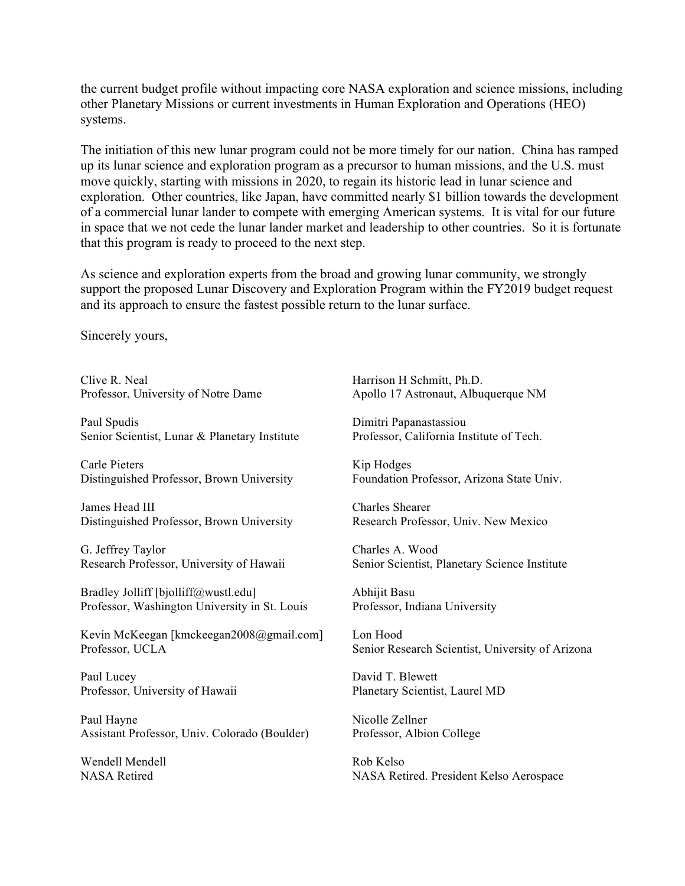the current budget profile without impacting core NASA exploration and science missions, including other Planetary Missions or current investments in Human Exploration and Operations (HEO) systems.

The initiation of this new lunar program could not be more timely for our nation. China has ramped up its lunar science and exploration program as a precursor to human missions, and the U.S. must move quickly, starting with missions in 2020, to regain its historic lead in lunar science and exploration. Other countries, like Japan, have committed nearly $1 billion towards the development of a commercial lunar lander to compete with emerging American systems. It is vital for our future in space that we not cede the lunar lander market and leadership to other countries. So it is fortunate that this program is ready to proceed to the next step.

As science and exploration experts from the broad and growing lunar community, we strongly support the proposed Lunar Discovery and Exploration Program within the FY2019 budget request and its approach to ensure the fastest possible return to the lunar surface.

Sincerely yours,

Clive R. Neal
Professor, University of Notre Dame

Paul Spudis
Senior Scientist, Lunar & Planetary Institute

Carle Pieters
Distinguished Professor, Brown University

James Head III
Distinguished Professor, Brown University

G. Jeffrey Taylor
Research Professor, University of Hawaii

Bradley Jolliff [bjolliff@wustl.edu]
Professor, Washington University in St. Louis

Kevin McKeegan [kmckeegan2008@gmail.com]
Professor, UCLA

Paul Lucey
Professor, University of Hawaii

Paul Hayne
Assistant Professor, Univ. Colorado (Boulder)

Wendell Mendell
NASA Retired

Harrison H Schmitt, Ph.D.
Apollo 17 Astronaut, Albuquerque NM

Dimitri Papanastassiou
Professor, California Institute of Tech.

Kip Hodges
Foundation Professor, Arizona State Univ.

Charles Shearer
Research Professor, Univ. New Mexico

Charles A. Wood
Senior Scientist, Planetary Science Institute

Abhijit Basu
Professor, Indiana University

Lon Hood
Senior Research Scientist, University of Arizona

David T. Blewett
Planetary Scientist, Laurel MD

Nicolle Zellner
Professor, Albion College

Rob Kelso
NASA Retired. President Kelso Aerospace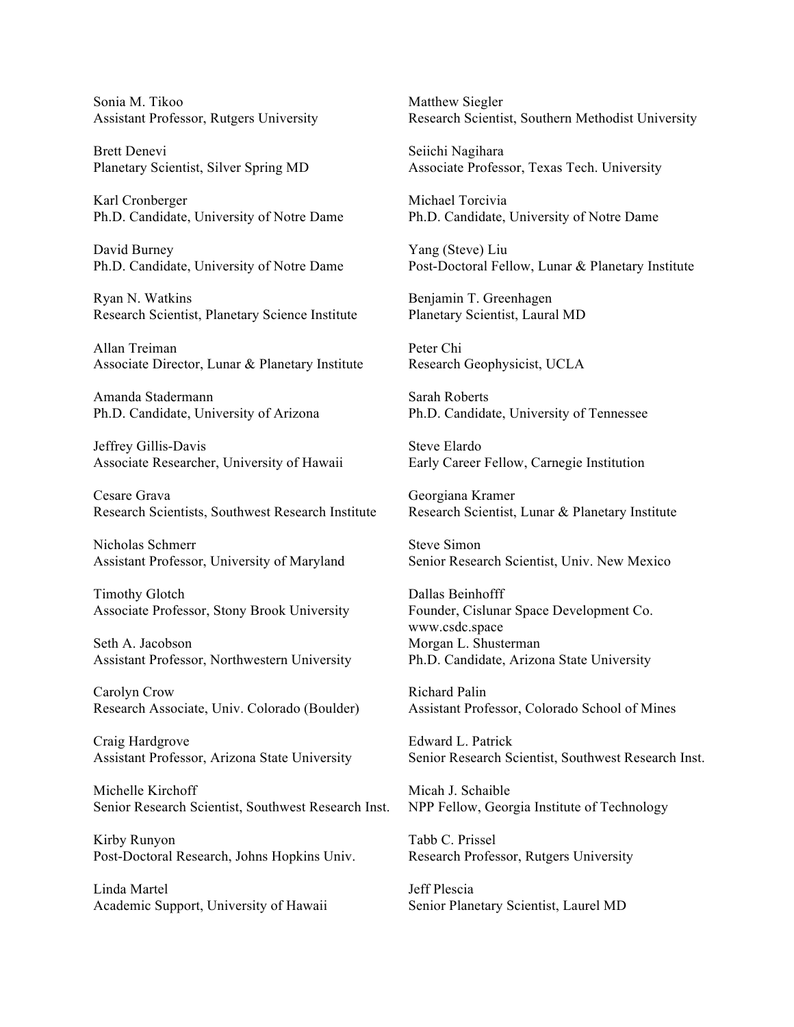Sonia M. Tikoo
Assistant Professor, Rutgers University

Brett Denevi
Planetary Scientist, Silver Spring MD

Karl Cronberger
Ph.D. Candidate, University of Notre Dame

David Burney
Ph.D. Candidate, University of Notre Dame

Ryan N. Watkins
Research Scientist, Planetary Science Institute

Allan Treiman
Associate Director, Lunar & Planetary Institute

Amanda Stadermann
Ph.D. Candidate, University of Arizona

Jeffrey Gillis-Davis
Associate Researcher, University of Hawaii

Cesare Grava
Research Scientists, Southwest Research Institute

Nicholas Schmerr
Assistant Professor, University of Maryland

Timothy Glotch
Associate Professor, Stony Brook University

Seth A. Jacobson
Assistant Professor, Northwestern University

Carolyn Crow
Research Associate, Univ. Colorado (Boulder)

Craig Hardgrove
Assistant Professor, Arizona State University

Michelle Kirchoff
Senior Research Scientist, Southwest Research Inst.

Kirby Runyon
Post-Doctoral Research, Johns Hopkins Univ.

Linda Martel
Academic Support, University of Hawaii

Matthew Siegler
Research Scientist, Southern Methodist University

Seiichi Nagihara
Associate Professor, Texas Tech. University

Michael Torcivia
Ph.D. Candidate, University of Notre Dame

Yang (Steve) Liu
Post-Doctoral Fellow, Lunar & Planetary Institute

Benjamin T. Greenhagen
Planetary Scientist, Laural MD

Peter Chi
Research Geophysicist, UCLA

Sarah Roberts
Ph.D. Candidate, University of Tennessee

Steve Elardo
Early Career Fellow, Carnegie Institution

Georgiana Kramer
Research Scientist, Lunar & Planetary Institute

Steve Simon
Senior Research Scientist, Univ. New Mexico

Dallas Beinhofff
Founder, Cislunar Space Development Co.
www.csdc.space

Morgan L. Shusterman
Ph.D. Candidate, Arizona State University

Richard Palin
Assistant Professor, Colorado School of Mines

Edward L. Patrick
Senior Research Scientist, Southwest Research Inst.

Micah J. Schaible
NPP Fellow, Georgia Institute of Technology

Tabb C. Prissel
Research Professor, Rutgers University

Jeff Plescia
Senior Planetary Scientist, Laurel MD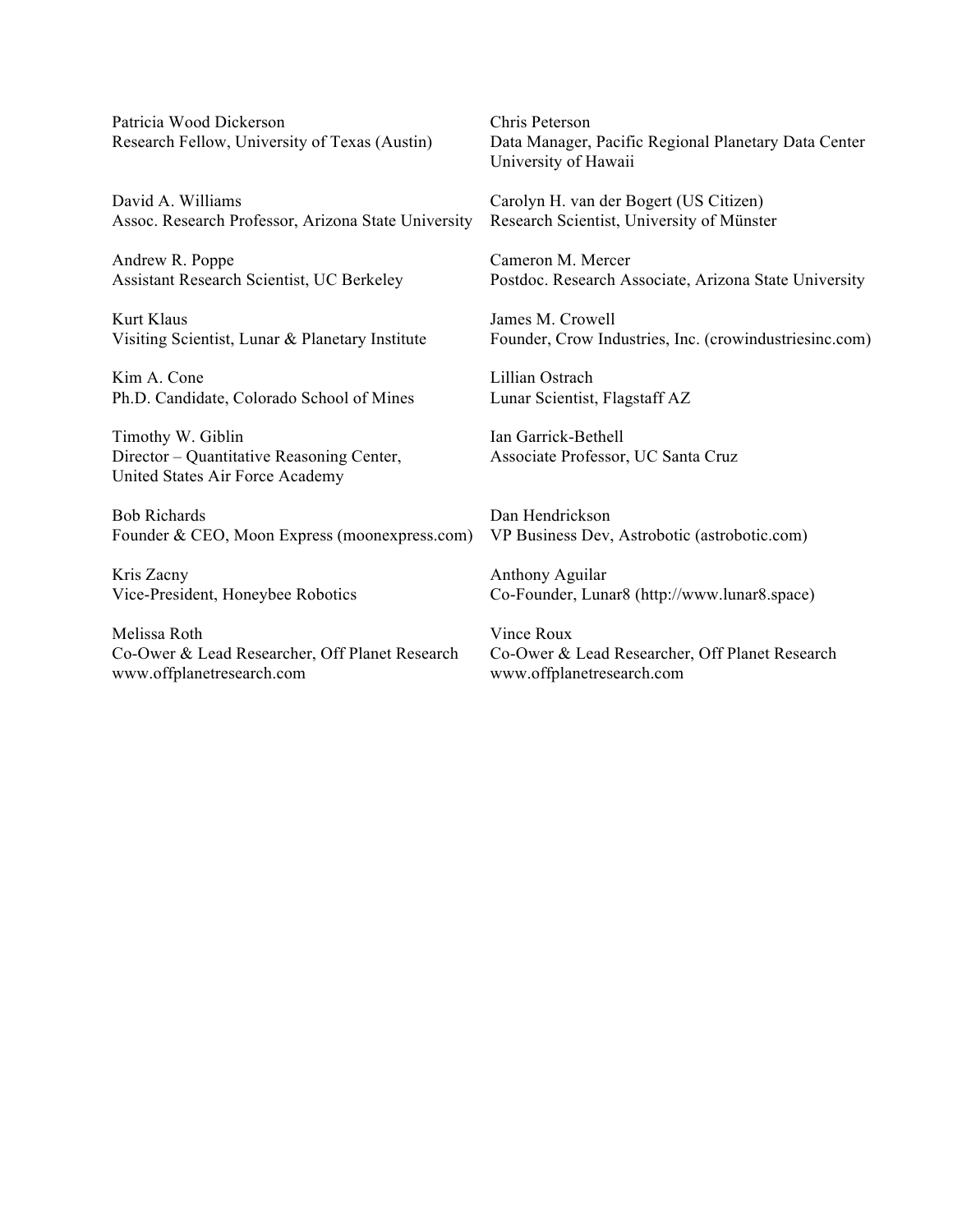Patricia Wood Dickerson
Research Fellow, University of Texas (Austin)

Chris Peterson
Data Manager, Pacific Regional Planetary Data Center
University of Hawaii

David A. Williams
Assoc. Research Professor, Arizona State University

Carolyn H. van der Bogert (US Citizen)
Research Scientist, University of Münster

Andrew R. Poppe
Assistant Research Scientist, UC Berkeley

Cameron M. Mercer
Postdoc. Research Associate, Arizona State University

Kurt Klaus
Visiting Scientist, Lunar & Planetary Institute

James M. Crowell
Founder, Crow Industries, Inc. (crowindustriesinc.com)

Kim A. Cone
Ph.D. Candidate, Colorado School of Mines

Lillian Ostrach
Lunar Scientist, Flagstaff AZ

Timothy W. Giblin
Director – Quantitative Reasoning Center,
United States Air Force Academy

Ian Garrick-Bethell
Associate Professor, UC Santa Cruz

Bob Richards
Founder & CEO, Moon Express (moonexpress.com)

Dan Hendrickson
VP Business Dev, Astrobotic (astrobotic.com)

Kris Zacny
Vice-President, Honeybee Robotics

Anthony Aguilar
Co-Founder, Lunar8 (http://www.lunar8.space)

Melissa Roth
Co-Ower & Lead Researcher, Off Planet Research
www.offplanetresearch.com

Vince Roux
Co-Ower & Lead Researcher, Off Planet Research
www.offplanetresearch.com